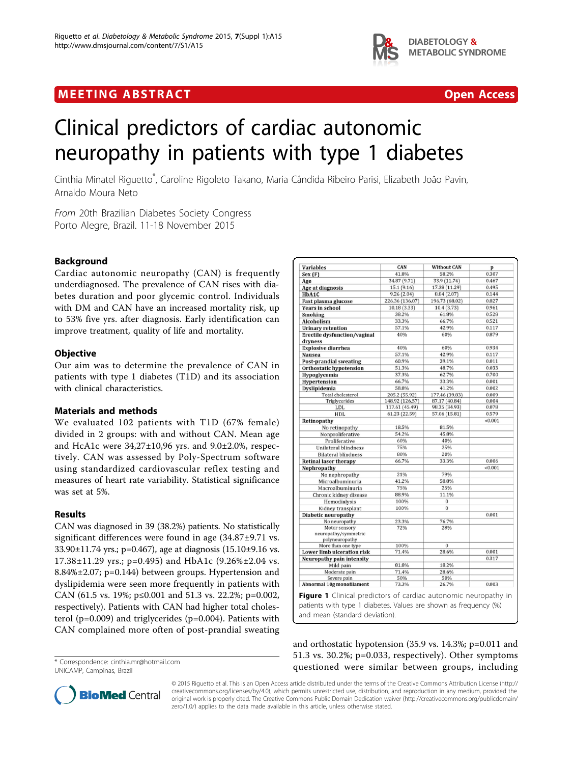MEETING ABSTRACT

Open Access

# Clinical predictors of cardiac autonomic neuropathy in patients with type 1 diabetes

Cinthia Minatel Riguetto*, Caroline Rigoleto Takano, Maria Cândida Ribeiro Parisi, Elizabeth João Pavin, Arnaldo Moura Neto

*From* 20th Brazilian Diabetes Society Congress
Porto Alegre, Brazil. 11-18 November 2015

## Background

Cardiac autonomic neuropathy (CAN) is frequently underdiagnosed. The prevalence of CAN rises with diabetes duration and poor glycemic control. Individuals with DM and CAN have an increased mortality risk, up to 53% five yrs. after diagnosis. Early identification can improve treatment, quality of life and mortality.

## Objective

Our aim was to determine the prevalence of CAN in patients with type 1 diabetes (T1D) and its association with clinical characteristics.

## Materials and methods

We evaluated 102 patients with T1D (67% female) divided in 2 groups: with and without CAN. Mean age and HcA1c were 34,27±10,96 yrs. and 9.0±2.0%, respectively. CAN was assessed by Poly-Spectrum software using standardized cardiovascular reflex testing and measures of heart rate variability. Statistical significance was set at 5%.

## Results

CAN was diagnosed in 39 (38.2%) patients. No statistically significant differences were found in age (34.87±9.71 vs. 33.90±11.74 yrs.; p=0.467), age at diagnosis (15.10±9.16 vs. 17.38±11.29 yrs.; p=0.495) and HbA1c (9.26%±2.04 vs. 8.84%±2.07; p=0.144) between groups. Hypertension and dyslipidemia were seen more frequently in patients with CAN (61.5 vs. 19%; p≤0.001 and 51.3 vs. 22.2%; p=0.002, respectively). Patients with CAN had higher total cholesterol (p=0.009) and triglycerides (p=0.004). Patients with CAN complained more often of post-prandial sweating and orthostatic hypotension (35.9 vs. 14.3%; p=0.011 and 51.3 vs. 30.2%; p=0.033, respectively). Other symptoms questioned were similar between groups, including

| Variables | CAN | Without CAN | p |
|---|---|---|---|
| **Sex (F)** | 41.8% | 58.2% | 0.307 |
| **Age** | 34.87 (9.71) | 33.9 (11.74) | 0.467 |
| **Age at diagnosis** | 15.1 (9.16) | 17.38 (11.29) | 0.495 |
| **HbA1C** | 9.26 (2.04) | 8.84 (2.07) | 0.144 |
| **Fast plasma glucose** | 226.36 (136.07) | 196.73 (68.02) | 0.827 |
| **Years in school** | 10.18 (3.33) | 10.4 (3.73) | 0.961 |
| **Smoking** | 38.2% | 61.8% | 0.528 |
| **Alcoholism** | 33.3% | 66.7% | 0.521 |
| **Urinary retention** | 57.1% | 42.9% | 0.117 |
| **Erectile dysfunction/vaginal dryness** | 40% | 60% | 0.879 |
| **Explosive diarrhea** | 40% | 60% | 0.934 |
| **Nausea** | 57.1% | 42.9% | 0.117 |
| **Post-prandial sweating** | 60.9% | 39.1% | 0.011 |
| **Orthostatic hypotension** | 51.3% | 48.7% | 0.033 |
| **Hypoglycemia** | 37.3% | 62.7% | 0.700 |
| **Hypertension** | 66.7% | 33.3% | 0.001 |
| **Dyslipidemia** | 58.8% | 41.2% | 0.002 |
| Total cholesterol | 205.2 (55.92) | 177.46 (39.83) | 0.009 |
| Triglycerides | 148.92 (126.57) | 87.17 (40.84) | 0.004 |
| LDL | 117.61 (45.49) | 98.35 (34.93) | 0.078 |
| HDL | 61.23 (22.59) | 57.06 (15.81) | 0.579 |
| **Retinopathy** | | | <0.001 |
| No retinopathy | 18.5% | 81.5% | |
| Nonproliferative | 54.2% | 45.8% | |
| Proliferative | 60% | 40% | |
| Unilateral blindness | 75% | 25% | |
| Bilateral blindness | 80% | 20% | |
| **Retinal laser therapy** | 66.7% | 33.3% | 0.006 |
| **Nephropathy** | | | <0.001 |
| No nephropathy | 21% | 79% | |
| Microalbuminuria | 41.2% | 58.8% | |
| Macroalbuminuria | 75% | 25% | |
| Chronic kidney disease | 88.9% | 11.1% | |
| Hemodialysis | 100% | 0 | |
| Kidney transplant | 100% | 0 | |
| **Diabetic neuropathy** | | | 0.001 |
| No neuropathy | 23.3% | 76.7% | |
| Motor sensory neuropathy/symmetric polyneuropathy | 72% | 28% | |
| More than one type | 100% | 0 | |
| **Lower limb ulceration risk** | 71.4% | 28.6% | 0.001 |
| **Neuropathy pain intensity** | | | 0.317 |
| Mild pain | 81.8% | 18.2% | |
| Moderate pain | 71.4% | 28.6% | |
| Severe pain | 50% | 50% | |
| **Abnormal 10g monofilament** | 73.3% | 26.7% | 0.003 |

**Figure 1** Clinical predictors of cardiac autonomic neuropathy in patients with type 1 diabetes. Values are shown as frequency (%) and mean (standard deviation).

\* Correspondence: cinthia.mr@hotmail.com
UNICAMP, Campinas, Brazil

© 2015 Riguetto et al. This is an Open Access article distributed under the terms of the Creative Commons Attribution License (http://creativecommons.org/licenses/by/4.0), which permits unrestricted use, distribution, and reproduction in any medium, provided the original work is properly cited. The Creative Commons Public Domain Dedication waiver (http://creativecommons.org/publicdomain/zero/1.0/) applies to the data made available in this article, unless otherwise stated.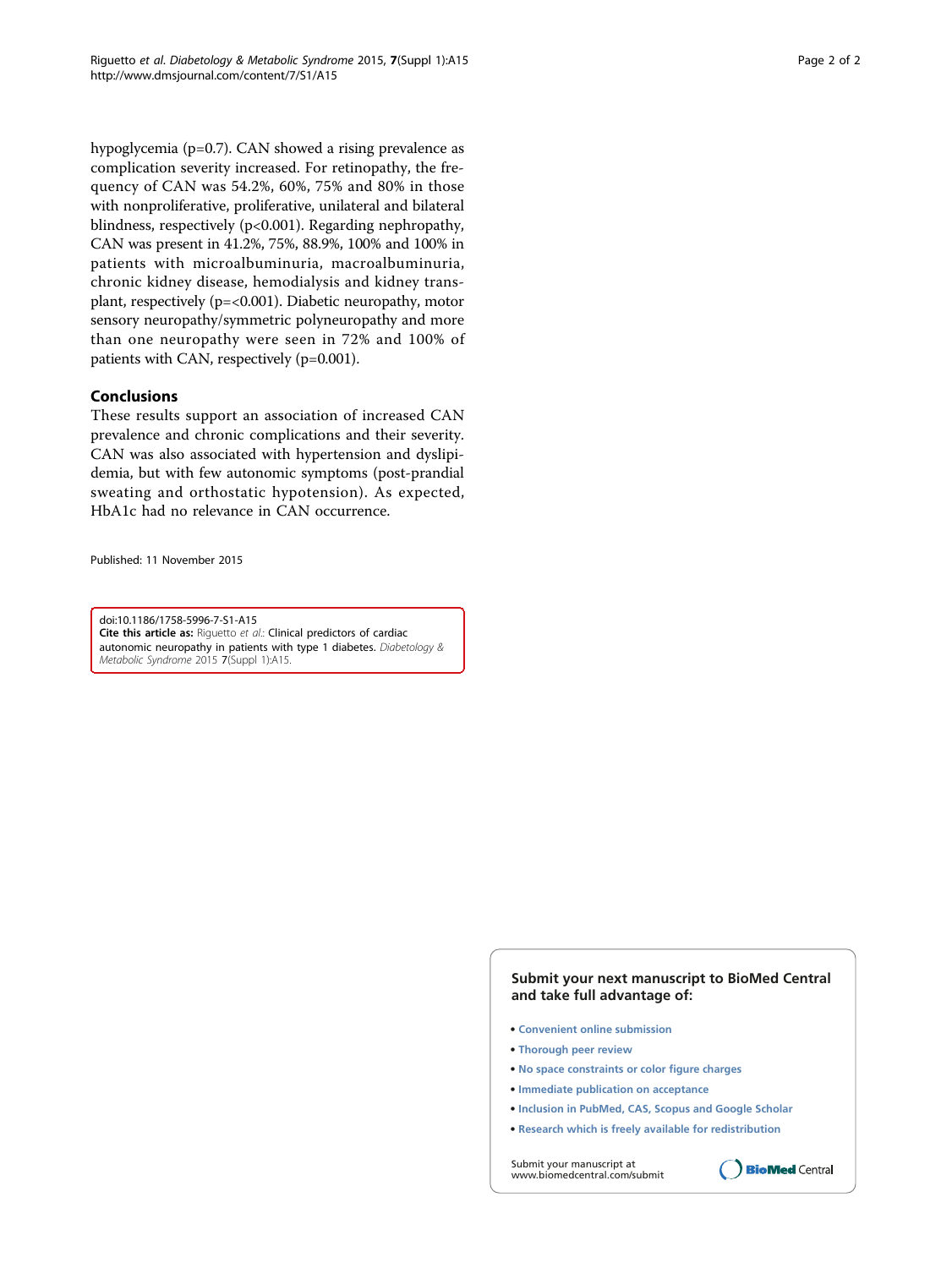hypoglycemia ($p=0.7$). CAN showed a rising prevalence as complication severity increased. For retinopathy, the frequency of CAN was 54.2%, 60%, 75% and 80% in those with nonproliferative, proliferative, unilateral and bilateral blindness, respectively ($p<0.001$). Regarding nephropathy, CAN was present in 41.2%, 75%, 88.9%, 100% and 100% in patients with microalbuminuria, macroalbuminuria, chronic kidney disease, hemodialysis and kidney transplant, respectively ($p=<0.001$). Diabetic neuropathy, motor sensory neuropathy/symmetric polyneuropathy and more than one neuropathy were seen in 72% and 100% of patients with CAN, respectively ($p=0.001$).

## Conclusions

These results support an association of increased CAN prevalence and chronic complications and their severity. CAN was also associated with hypertension and dyslipidemia, but with few autonomic symptoms (post-prandial sweating and orthostatic hypotension). As expected, HbA1c had no relevance in CAN occurrence.

Published: 11 November 2015

doi:10.1186/1758-5996-7-S1-A15
**Cite this article as:** Riguetto *et al.*: Clinical predictors of cardiac autonomic neuropathy in patients with type 1 diabetes. *Diabetology & Metabolic Syndrome* 2015 **7**(Suppl 1):A15.

**Submit your next manuscript to BioMed Central and take full advantage of:**

- Convenient online submission
- Thorough peer review
- No space constraints or color figure charges
- Immediate publication on acceptance
- Inclusion in PubMed, CAS, Scopus and Google Scholar
- Research which is freely available for redistribution

Submit your manuscript at
www.biomedcentral.com/submit

BioMed Central